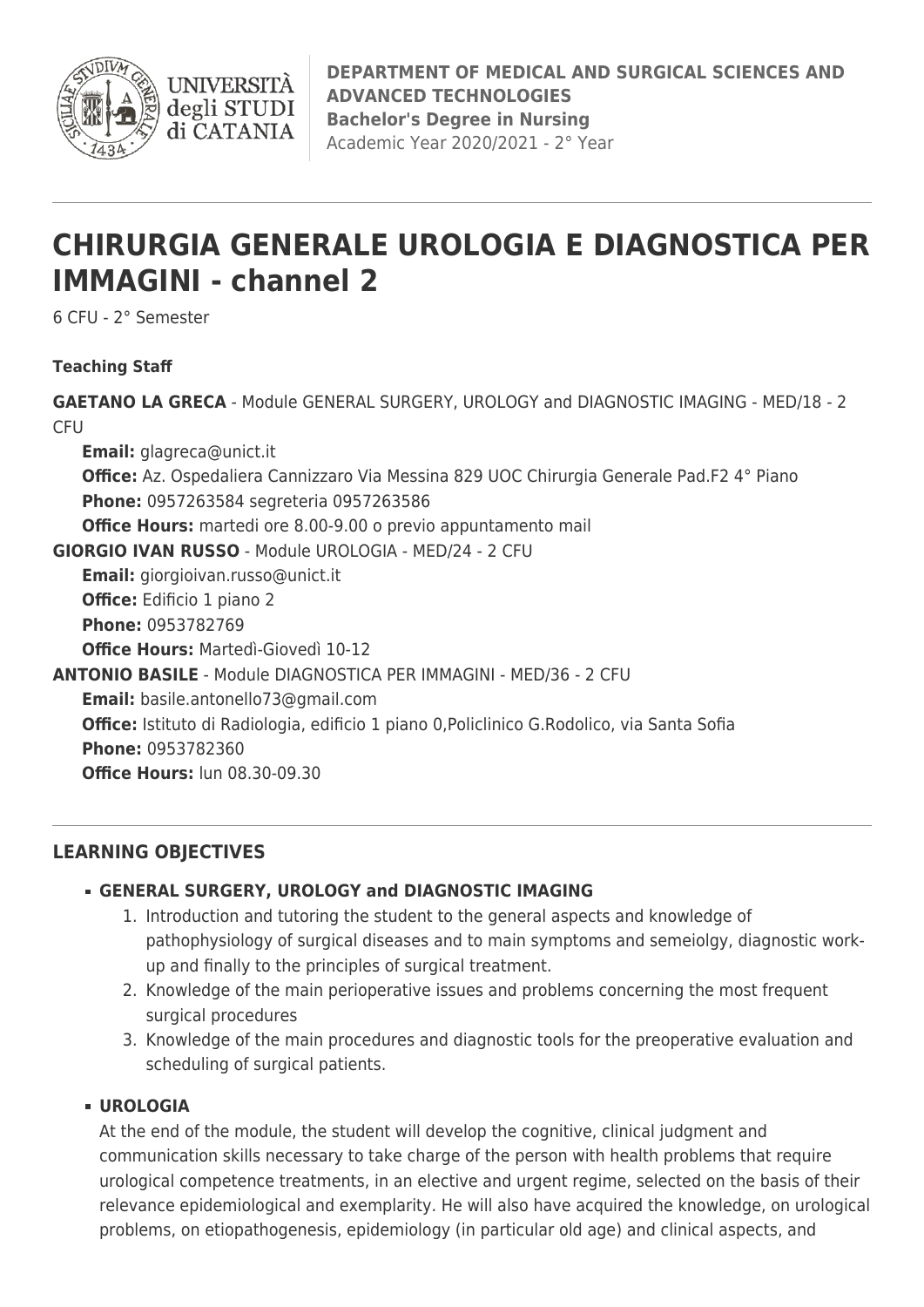UNIVERSITÀ degli STUDI di CATANIA

**DEPARTMENT OF MEDICAL AND SURGICAL SCIENCES AND ADVANCED TECHNOLOGIES**
**Bachelor's Degree in Nursing**
Academic Year 2020/2021 - 2° Year

# CHIRURGIA GENERALE UROLOGIA E DIAGNOSTICA PER IMMAGINI - channel 2

6 CFU - 2° Semester

**Teaching Staff**

**GAETANO LA GRECA** - Module GENERAL SURGERY, UROLOGY and DIAGNOSTIC IMAGING - MED/18 - 2 CFU

- **Email:** glagreca@unict.it
- **Office:** Az. Ospedaliera Cannizzaro Via Messina 829 UOC Chirurgia Generale Pad.F2 4° Piano
- **Phone:** 0957263584 segreteria 0957263586
- **Office Hours:** martedi ore 8.00-9.00 o previo appuntamento mail

**GIORGIO IVAN RUSSO** - Module UROLOGIA - MED/24 - 2 CFU

- **Email:** giorgioivan.russo@unict.it
- **Office:** Edificio 1 piano 2
- **Phone:** 0953782769
- **Office Hours:** Martedì-Giovedì 10-12

**ANTONIO BASILE** - Module DIAGNOSTICA PER IMMAGINI - MED/36 - 2 CFU

- **Email:** basile.antonello73@gmail.com
- **Office:** Istituto di Radiologia, edificio 1 piano 0,Policlinico G.Rodolico, via Santa Sofia
- **Phone:** 0953782360
- **Office Hours:** lun 08.30-09.30

## LEARNING OBJECTIVES

- **GENERAL SURGERY, UROLOGY and DIAGNOSTIC IMAGING**
  1. Introduction and tutoring the student to the general aspects and knowledge of pathophysiology of surgical diseases and to main symptoms and semeiolgy, diagnostic work-up and finally to the principles of surgical treatment.
  2. Knowledge of the main perioperative issues and problems concerning the most frequent surgical procedures
  3. Knowledge of the main procedures and diagnostic tools for the preoperative evaluation and scheduling of surgical patients.

- **UROLOGIA**

  At the end of the module, the student will develop the cognitive, clinical judgment and communication skills necessary to take charge of the person with health problems that require urological competence treatments, in an elective and urgent regime, selected on the basis of their relevance epidemiological and exemplarity. He will also have acquired the knowledge, on urological problems, on etiopathogenesis, epidemiology (in particular old age) and clinical aspects, and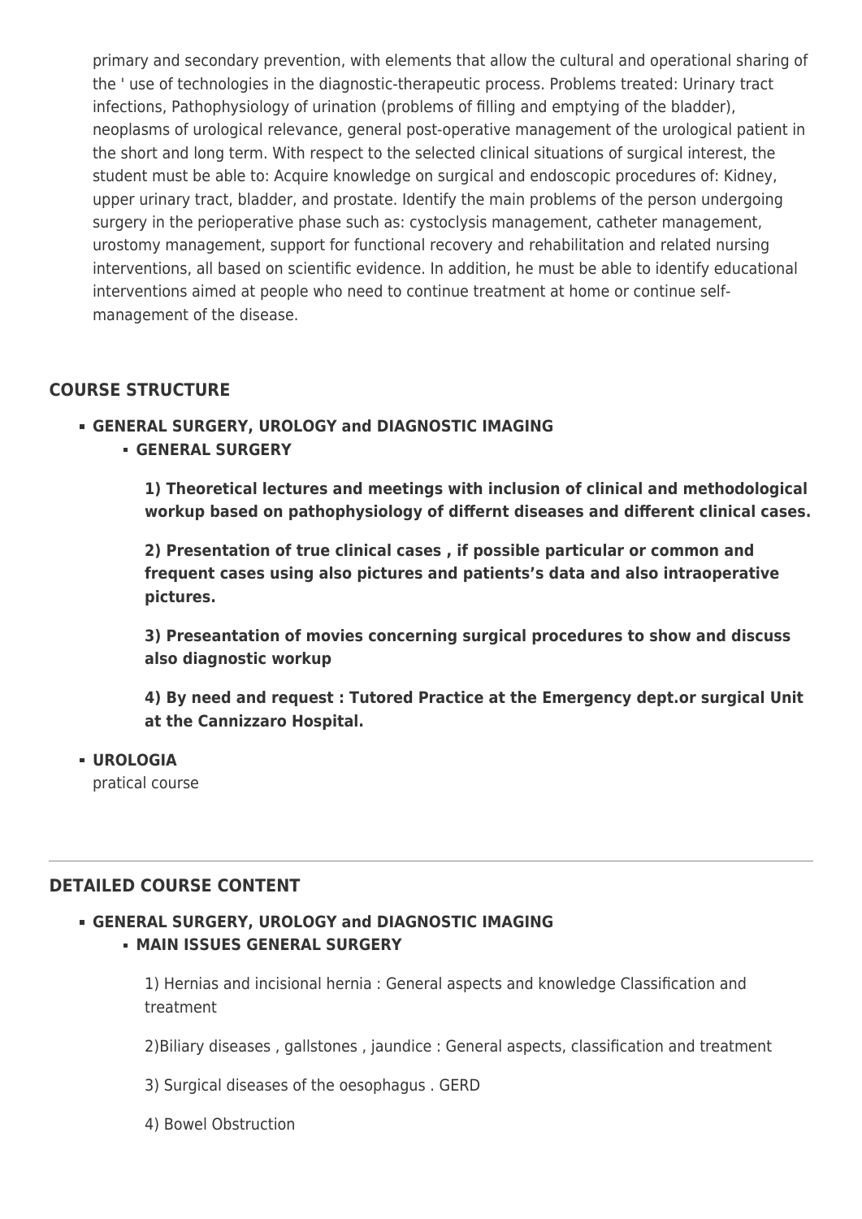primary and secondary prevention, with elements that allow the cultural and operational sharing of the ' use of technologies in the diagnostic-therapeutic process. Problems treated: Urinary tract infections, Pathophysiology of urination (problems of filling and emptying of the bladder), neoplasms of urological relevance, general post-operative management of the urological patient in the short and long term. With respect to the selected clinical situations of surgical interest, the student must be able to: Acquire knowledge on surgical and endoscopic procedures of: Kidney, upper urinary tract, bladder, and prostate. Identify the main problems of the person undergoing surgery in the perioperative phase such as: cystoclysis management, catheter management, urostomy management, support for functional recovery and rehabilitation and related nursing interventions, all based on scientific evidence. In addition, he must be able to identify educational interventions aimed at people who need to continue treatment at home or continue self-management of the disease.

## COURSE STRUCTURE

- **GENERAL SURGERY, UROLOGY and DIAGNOSTIC IMAGING**
  - **GENERAL SURGERY**

    **1) Theoretical lectures and meetings with inclusion of clinical and methodological workup based on pathophysiology of differnt diseases and different clinical cases.**

    **2) Presentation of true clinical cases , if possible particular or common and frequent cases using also pictures and patients's data and also intraoperative pictures.**

    **3) Preseantation of movies concerning surgical procedures to show and discuss also diagnostic workup**

    **4) By need and request : Tutored Practice at the Emergency dept.or surgical Unit at the Cannizzaro Hospital.**

- **UROLOGIA**
  pratical course

---

## DETAILED COURSE CONTENT

- **GENERAL SURGERY, UROLOGY and DIAGNOSTIC IMAGING**
  - **MAIN ISSUES GENERAL SURGERY**

    1) Hernias and incisional hernia : General aspects and knowledge Classification and treatment

    2)Biliary diseases , gallstones , jaundice : General aspects, classification and treatment

    3) Surgical diseases of the oesophagus . GERD

    4) Bowel Obstruction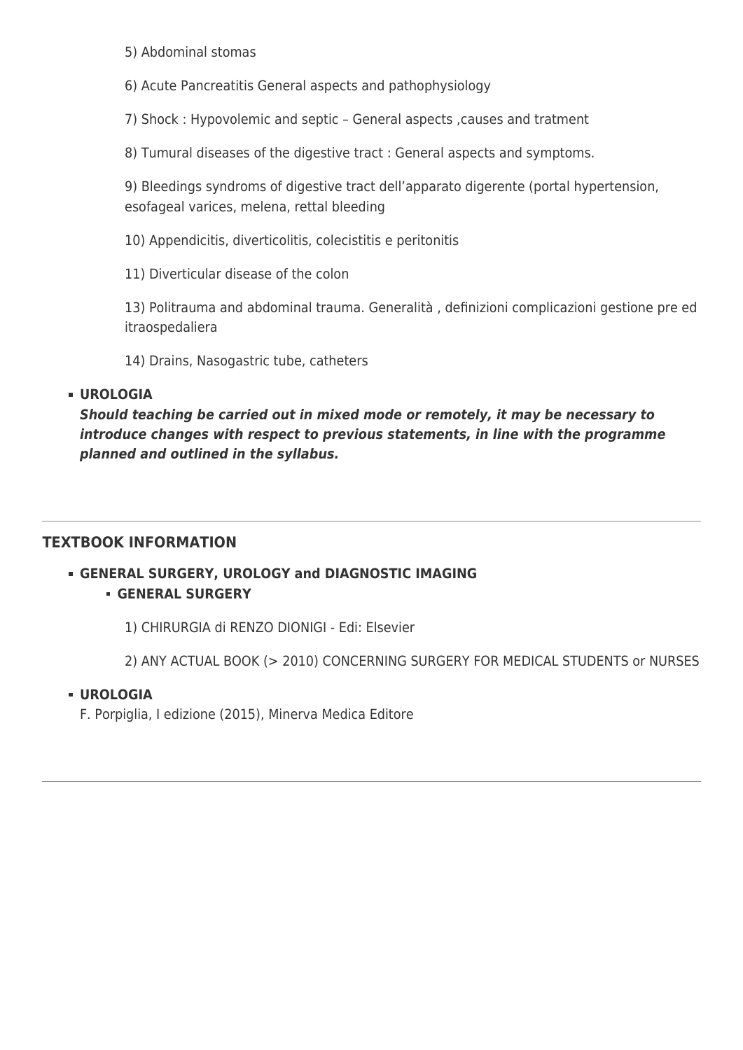5) Abdominal stomas

6) Acute Pancreatitis General aspects and pathophysiology

7) Shock : Hypovolemic and septic – General aspects ,causes and tratment

8) Tumural diseases of the digestive tract : General aspects and symptoms.

9) Bleedings syndroms of digestive tract dell'apparato digerente (portal hypertension, esofageal varices, melena, rettal bleeding

10) Appendicitis, diverticolitis, colecistitis e peritonitis

11) Diverticular disease of the colon

13) Politrauma and abdominal trauma. Generalità , definizioni complicazioni gestione pre ed itraospedaliera

14) Drains, Nasogastric tube, catheters

- **UROLOGIA**
  ***Should teaching be carried out in mixed mode or remotely, it may be necessary to introduce changes with respect to previous statements, in line with the programme planned and outlined in the syllabus.***

---

## TEXTBOOK INFORMATION

- **GENERAL SURGERY, UROLOGY and DIAGNOSTIC IMAGING**
  - **GENERAL SURGERY**

    1) CHIRURGIA di RENZO DIONIGI - Edi: Elsevier

    2) ANY ACTUAL BOOK (> 2010) CONCERNING SURGERY FOR MEDICAL STUDENTS or NURSES

- **UROLOGIA**
  F. Porpiglia, I edizione (2015), Minerva Medica Editore